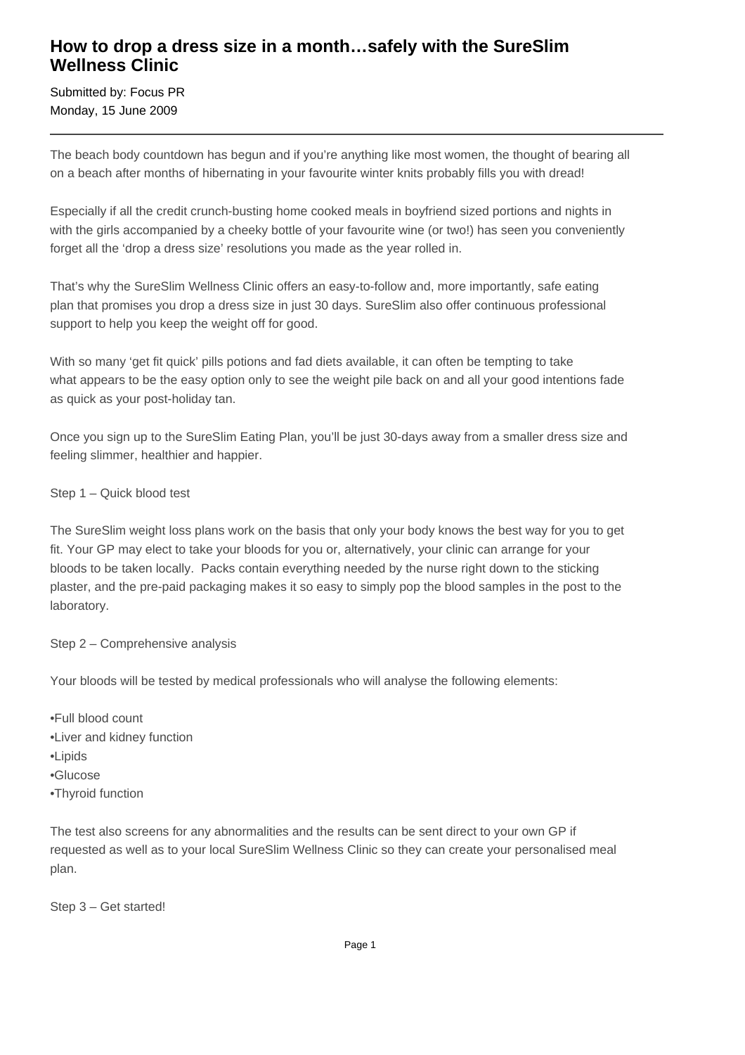# How to drop a dress size in a month…safely with the SureSlim Wellness Clinic

Submitted by: Focus PR
Monday, 15 June 2009

---

The beach body countdown has begun and if you're anything like most women, the thought of bearing all on a beach after months of hibernating in your favourite winter knits probably fills you with dread!

Especially if all the credit crunch-busting home cooked meals in boyfriend sized portions and nights in with the girls accompanied by a cheeky bottle of your favourite wine (or two!) has seen you conveniently forget all the 'drop a dress size' resolutions you made as the year rolled in.

That's why the SureSlim Wellness Clinic offers an easy-to-follow and, more importantly, safe eating plan that promises you drop a dress size in just 30 days. SureSlim also offer continuous professional support to help you keep the weight off for good.

With so many 'get fit quick' pills potions and fad diets available, it can often be tempting to take what appears to be the easy option only to see the weight pile back on and all your good intentions fade as quick as your post-holiday tan.

Once you sign up to the SureSlim Eating Plan, you'll be just 30-days away from a smaller dress size and feeling slimmer, healthier and happier.

Step 1 – Quick blood test

The SureSlim weight loss plans work on the basis that only your body knows the best way for you to get fit. Your GP may elect to take your bloods for you or, alternatively, your clinic can arrange for your bloods to be taken locally. Packs contain everything needed by the nurse right down to the sticking plaster, and the pre-paid packaging makes it so easy to simply pop the blood samples in the post to the laboratory.

Step 2 – Comprehensive analysis

Your bloods will be tested by medical professionals who will analyse the following elements:

- Full blood count
- Liver and kidney function
- Lipids
- Glucose
- Thyroid function

The test also screens for any abnormalities and the results can be sent direct to your own GP if requested as well as to your local SureSlim Wellness Clinic so they can create your personalised meal plan.

Step 3 – Get started!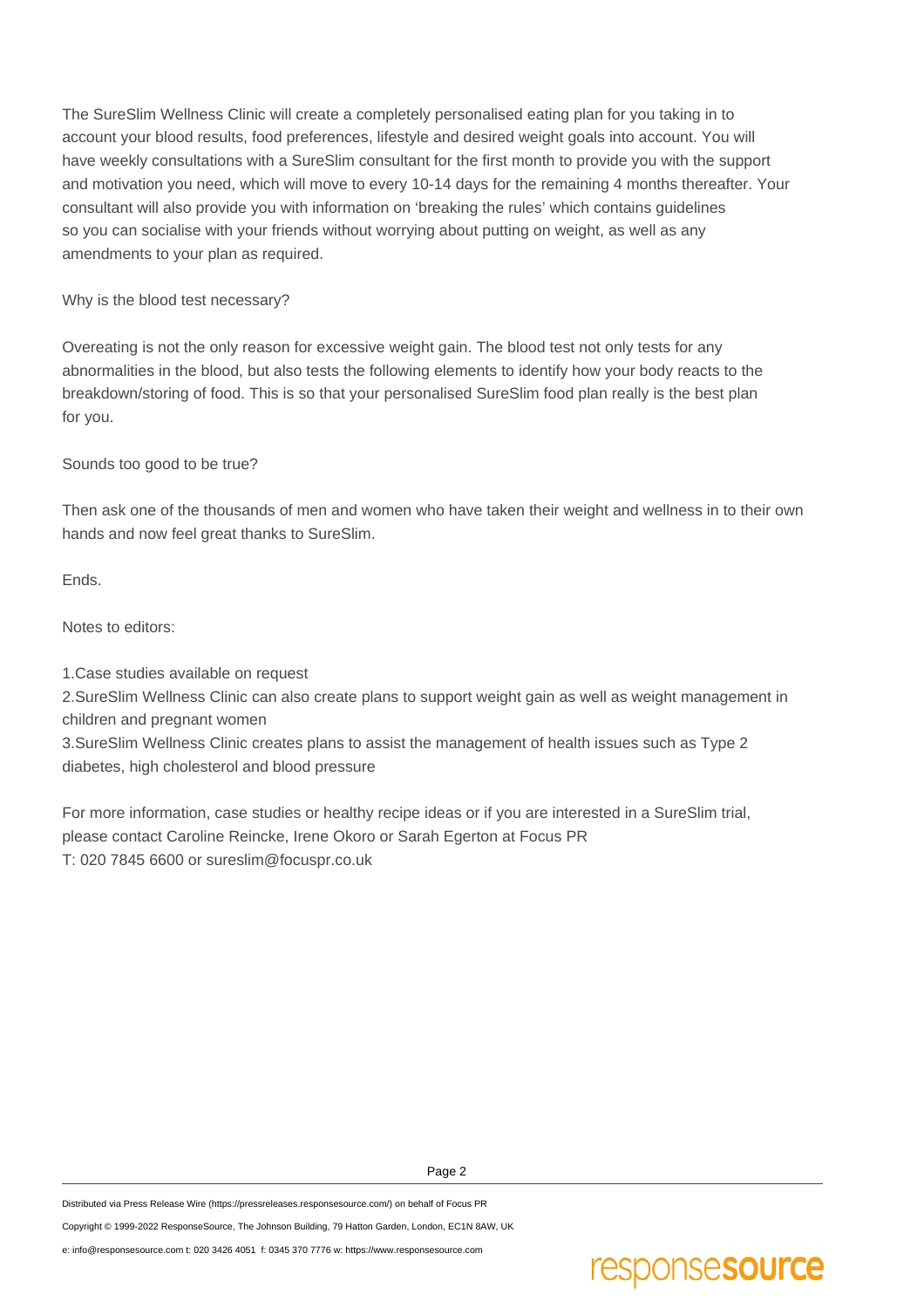The SureSlim Wellness Clinic will create a completely personalised eating plan for you taking in to account your blood results, food preferences, lifestyle and desired weight goals into account. You will have weekly consultations with a SureSlim consultant for the first month to provide you with the support and motivation you need, which will move to every 10-14 days for the remaining 4 months thereafter. Your consultant will also provide you with information on 'breaking the rules' which contains guidelines so you can socialise with your friends without worrying about putting on weight, as well as any amendments to your plan as required.

Why is the blood test necessary?

Overeating is not the only reason for excessive weight gain. The blood test not only tests for any abnormalities in the blood, but also tests the following elements to identify how your body reacts to the breakdown/storing of food. This is so that your personalised SureSlim food plan really is the best plan for you.

Sounds too good to be true?

Then ask one of the thousands of men and women who have taken their weight and wellness in to their own hands and now feel great thanks to SureSlim.

Ends.

Notes to editors:

1.Case studies available on request
2.SureSlim Wellness Clinic can also create plans to support weight gain as well as weight management in children and pregnant women
3.SureSlim Wellness Clinic creates plans to assist the management of health issues such as Type 2 diabetes, high cholesterol and blood pressure

For more information, case studies or healthy recipe ideas or if you are interested in a SureSlim trial, please contact Caroline Reincke, Irene Okoro or Sarah Egerton at Focus PR
T: 020 7845 6600 or sureslim@focuspr.co.uk

Distributed via Press Release Wire (https://pressreleases.responsesource.com/) on behalf of Focus PR

Copyright © 1999-2022 ResponseSource, The Johnson Building, 79 Hatton Garden, London, EC1N 8AW, UK

e: info@responsesource.com t: 020 3426 4051 f: 0345 370 7776 w: https://www.responsesource.com